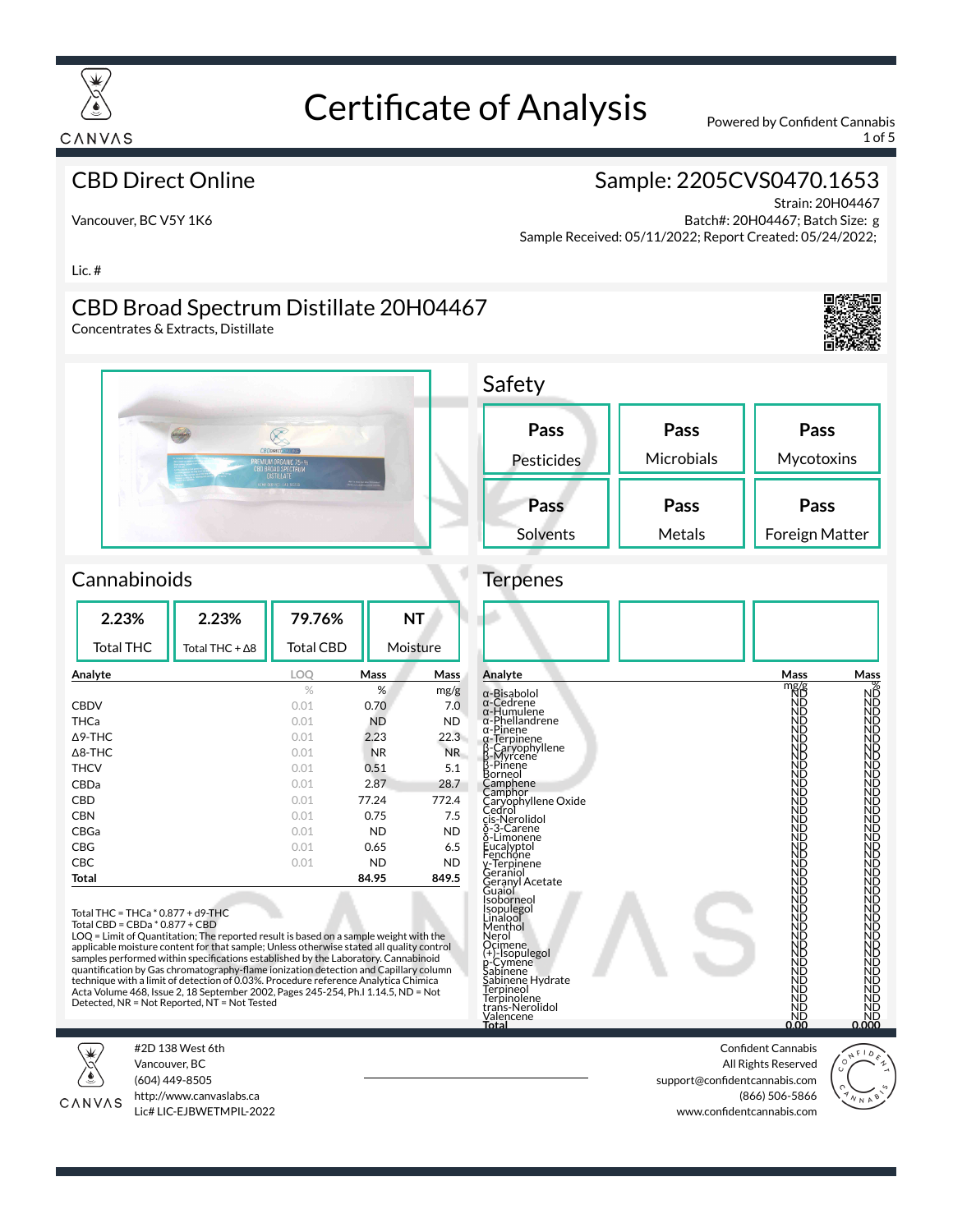# Certificate of Analysis

Powered by Confident Cannabis

## CBD Direct Online

Vancouver, BC V5Y 1K6

Lic. #

## Sample: 2205CVS0470.1653

Strain: 20H04467
Batch#: 20H04467; Batch Size: g
Sample Received: 05/11/2022; Report Created: 05/24/2022;

## CBD Broad Spectrum Distillate 20H04467

Concentrates & Extracts, Distillate

## Safety

| Pesticides | Microbials | Mycotoxins | Solvents | Metals | Foreign Matter |
|---|---|---|---|---|---|
| Pass | Pass | Pass | Pass | Pass | Pass |

## Cannabinoids

| Total THC | Total THC + Δ8 | Total CBD | Moisture |
|---|---|---|---|
| 2.23% | 2.23% | 79.76% | NT |

| Analyte | LOQ | Mass | Mass |
|---|---|---|---|
| | % | % | mg/g |
| CBDV | 0.01 | 0.70 | 7.0 |
| THCa | 0.01 | ND | ND |
| Δ9-THC | 0.01 | 2.23 | 22.3 |
| Δ8-THC | 0.01 | NR | NR |
| THCV | 0.01 | 0.51 | 5.1 |
| CBDa | 0.01 | 2.87 | 28.7 |
| CBD | 0.01 | 77.24 | 772.4 |
| CBN | 0.01 | 0.75 | 7.5 |
| CBGa | 0.01 | ND | ND |
| CBG | 0.01 | 0.65 | 6.5 |
| CBC | 0.01 | ND | ND |
| **Total** | | **84.95** | **849.5** |

Total THC = THCa * 0.877 + d9-THC
Total CBD = CBDa * 0.877 + CBD
LOQ = Limit of Quantitation; The reported result is based on a sample weight with the applicable moisture content for that sample; Unless otherwise stated all quality control samples performed within specifications established by the Laboratory. Cannabinoid quantification by Gas chromatography-flame ionization detection and Capillary column technique with a limit of detection of 0.03%. Procedure reference Analytica Chimica Acta Volume 468, Issue 2, 18 September 2002, Pages 245-254, Ph.I 1.14.5, ND = Not Detected, NR = Not Reported, NT = Not Tested

## Terpenes

| Analyte | Mass | Mass |
|---|---|---|
| | mg/g | % |
| α-Bisabolol | ND | ND |
| α-Cedrene | ND | ND |
| α-Humulene | ND | ND |
| α-Phellandrene | ND | ND |
| α-Pinene | ND | ND |
| α-Terpinene | ND | ND |
| β-Caryophyllene | ND | ND |
| β-Myrcene | ND | ND |
| β-Pinene | ND | ND |
| Borneol | ND | ND |
| Camphene | ND | ND |
| Camphor | ND | ND |
| Caryophyllene Oxide | ND | ND |
| Cedrol | ND | ND |
| cis-Nerolidol | ND | ND |
| δ-3-Carene | ND | ND |
| δ-Limonene | ND | ND |
| Eucalyptol | ND | ND |
| Fenchone | ND | ND |
| γ-Terpinene | ND | ND |
| Geraniol | ND | ND |
| Geranyl Acetate | ND | ND |
| Guaiol | ND | ND |
| Isoborneol | ND | ND |
| Isopulegol | ND | ND |
| Linalool | ND | ND |
| Menthol | ND | ND |
| Nerol | ND | ND |
| Ocimene | ND | ND |
| (+)-Isopulegol | ND | ND |
| p-Cymene | ND | ND |
| Sabinene | ND | ND |
| Sabinene Hydrate | ND | ND |
| Terpineol | ND | ND |
| Terpinolene | ND | ND |
| trans-Nerolidol | ND | ND |
| Valencene | ND | ND |
| **Total** | **0.00** | **0.000** |

CANVAS
#2D 138 West 6th
Vancouver, BC
(604) 449-8505
http://www.canvaslabs.ca
Lic# LIC-EJBWETMPIL-2022

Confident Cannabis
All Rights Reserved
support@confidentcannabis.com
(866) 506-5866
www.confidentcannabis.com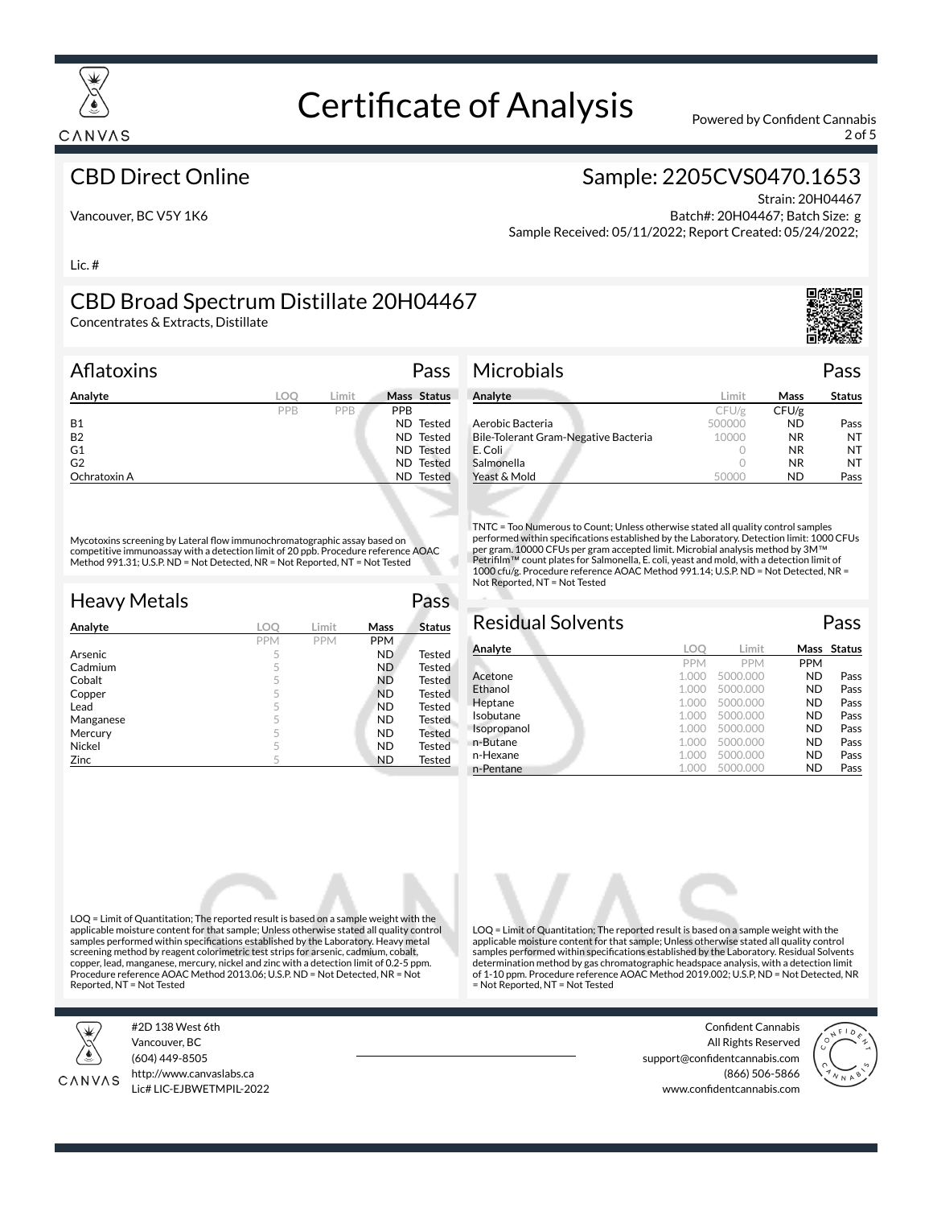# Certificate of Analysis

Powered by Confident Cannabis

## CBD Direct Online

Vancouver, BC V5Y 1K6

Lic. #

## Sample: 2205CVS0470.1653

Strain: 20H04467
Batch#: 20H04467; Batch Size: g
Sample Received: 05/11/2022; Report Created: 05/24/2022;

## CBD Broad Spectrum Distillate 20H04467

Concentrates & Extracts, Distillate

### Aflatoxins — Pass

| Analyte | LOQ | Limit | Mass | Status |
|---|---|---|---|---|
| | PPB | PPB | PPB | |
| B1 | | | ND | Tested |
| B2 | | | ND | Tested |
| G1 | | | ND | Tested |
| G2 | | | ND | Tested |
| Ochratoxin A | | | ND | Tested |

Mycotoxins screening by Lateral flow immunochromatographic assay based on competitive immunoassay with a detection limit of 20 ppb. Procedure reference AOAC Method 991.31; U.S.P. ND = Not Detected, NR = Not Reported, NT = Not Tested

### Microbials — Pass

| Analyte | Limit | Mass | Status |
|---|---|---|---|
| | CFU/g | CFU/g | |
| Aerobic Bacteria | 500000 | ND | Pass |
| Bile-Tolerant Gram-Negative Bacteria | 10000 | NR | NT |
| E. Coli | 0 | NR | NT |
| Salmonella | 0 | NR | NT |
| Yeast & Mold | 50000 | ND | Pass |

TNTC = Too Numerous to Count; Unless otherwise stated all quality control samples performed within specifications established by the Laboratory. Detection limit: 1000 CFUs per gram. 10000 CFUs per gram accepted limit. Microbial analysis method by 3M™ Petrifilm™ count plates for Salmonella, E. coli, yeast and mold, with a detection limit of 1000 cfu/g. Procedure reference AOAC Method 991.14; U.S.P. ND = Not Detected, NR = Not Reported, NT = Not Tested

### Heavy Metals — Pass

| Analyte | LOQ | Limit | Mass | Status |
|---|---|---|---|---|
| | PPM | PPM | PPM | |
| Arsenic | 5 | | ND | Tested |
| Cadmium | 5 | | ND | Tested |
| Cobalt | 5 | | ND | Tested |
| Copper | 5 | | ND | Tested |
| Lead | 5 | | ND | Tested |
| Manganese | 5 | | ND | Tested |
| Mercury | 5 | | ND | Tested |
| Nickel | 5 | | ND | Tested |
| Zinc | 5 | | ND | Tested |

LOQ = Limit of Quantitation; The reported result is based on a sample weight with the applicable moisture content for that sample; Unless otherwise stated all quality control samples performed within specifications established by the Laboratory. Heavy metal screening method by reagent colorimetric test strips for arsenic, cadmium, cobalt, copper, lead, manganese, mercury, nickel and zinc with a detection limit of 0.2-5 ppm. Procedure reference AOAC Method 2013.06; U.S.P. ND = Not Detected, NR = Not Reported, NT = Not Tested

### Residual Solvents — Pass

| Analyte | LOQ | Limit | Mass | Status |
|---|---|---|---|---|
| | PPM | PPM | PPM | |
| Acetone | 1.000 | 5000.000 | ND | Pass |
| Ethanol | 1.000 | 5000.000 | ND | Pass |
| Heptane | 1.000 | 5000.000 | ND | Pass |
| Isobutane | 1.000 | 5000.000 | ND | Pass |
| Isopropanol | 1.000 | 5000.000 | ND | Pass |
| n-Butane | 1.000 | 5000.000 | ND | Pass |
| n-Hexane | 1.000 | 5000.000 | ND | Pass |
| n-Pentane | 1.000 | 5000.000 | ND | Pass |

LOQ = Limit of Quantitation; The reported result is based on a sample weight with the applicable moisture content for that sample; Unless otherwise stated all quality control samples performed within specifications established by the Laboratory. Residual Solvents determination method by gas chromatographic headspace analysis, with a detection limit of 1-10 ppm. Procedure reference AOAC Method 2019.002; U.S.P, ND = Not Detected, NR = Not Reported, NT = Not Tested

#2D 138 West 6th
Vancouver, BC
(604) 449-8505
http://www.canvaslabs.ca
Lic# LIC-EJBWETMPIL-2022

Confident Cannabis
All Rights Reserved
support@confidentcannabis.com
(866) 506-5866
www.confidentcannabis.com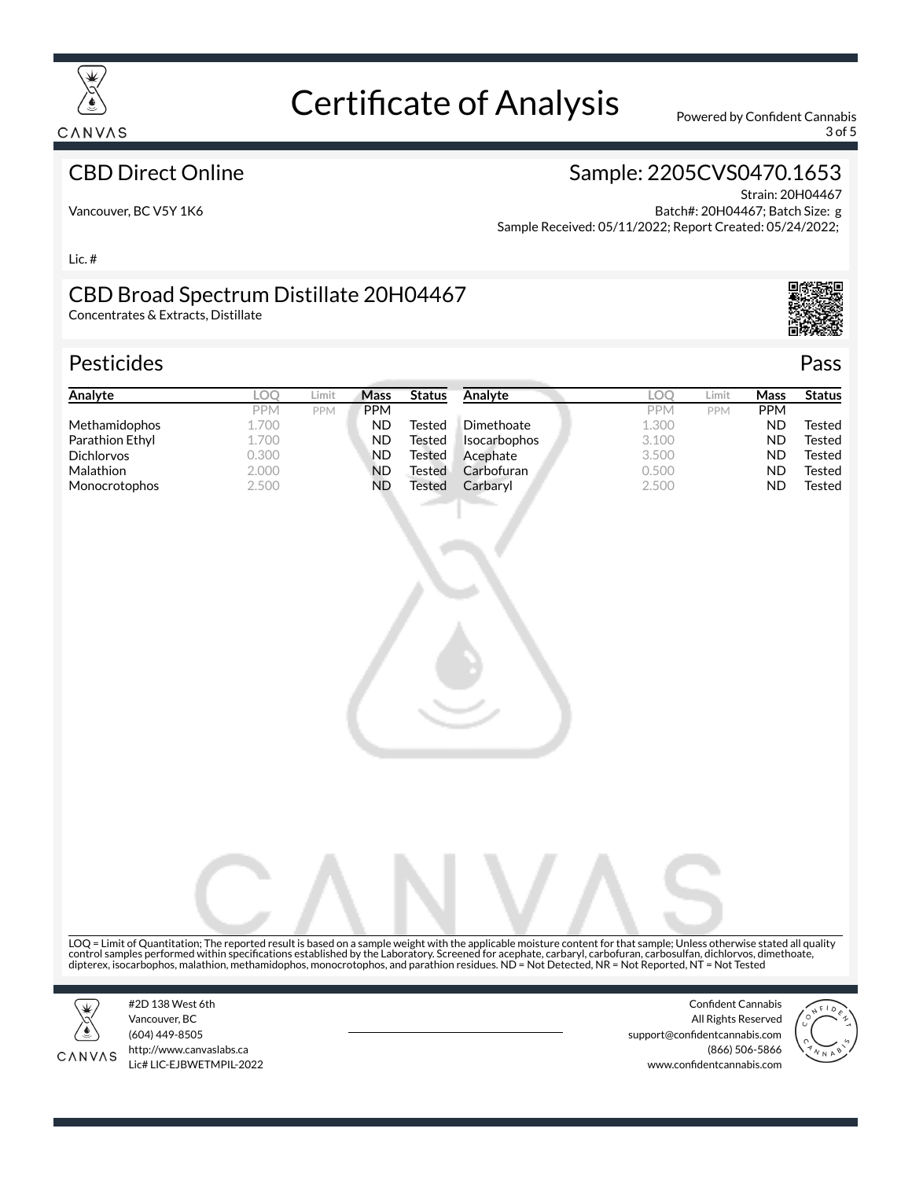# Certificate of Analysis

Powered by Confident Cannabis

## CBD Direct Online

Vancouver, BC V5Y 1K6

Lic. #

## Sample: 2205CVS0470.1653

Strain: 20H04467
Batch#: 20H04467; Batch Size: g
Sample Received: 05/11/2022; Report Created: 05/24/2022;

## CBD Broad Spectrum Distillate 20H04467

Concentrates & Extracts, Distillate

## Pesticides

Pass

| Analyte | LOQ | Limit | Mass | Status | Analyte | LOQ | Limit | Mass | Status |
|---|---|---|---|---|---|---|---|---|---|
| | PPM | PPM | PPM | | | PPM | PPM | PPM | |
| Methamidophos | 1.700 | | ND | Tested | Dimethoate | 1.300 | | ND | Tested |
| Parathion Ethyl | 1.700 | | ND | Tested | Isocarbophos | 3.100 | | ND | Tested |
| Dichlorvos | 0.300 | | ND | Tested | Acephate | 3.500 | | ND | Tested |
| Malathion | 2.000 | | ND | Tested | Carbofuran | 0.500 | | ND | Tested |
| Monocrotophos | 2.500 | | ND | Tested | Carbaryl | 2.500 | | ND | Tested |

LOQ = Limit of Quantitation; The reported result is based on a sample weight with the applicable moisture content for that sample; Unless otherwise stated all quality control samples performed within specifications established by the Laboratory. Screened for acephate, carbaryl, carbofuran, carbosulfan, dichlorvos, dimethoate, dipterex, isocarbophos, malathion, methamidophos, monocrotophos, and parathion residues. ND = Not Detected, NR = Not Reported, NT = Not Tested

CANVAS
#2D 138 West 6th
Vancouver, BC
(604) 449-8505
http://www.canvaslabs.ca
Lic# LIC-EJBWETMPIL-2022

Confident Cannabis
All Rights Reserved
support@confidentcannabis.com
(866) 506-5866
www.confidentcannabis.com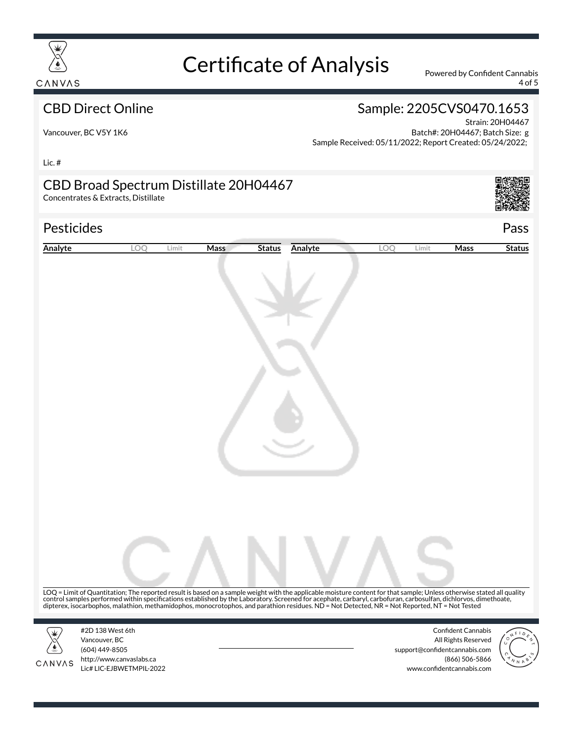# Certificate of Analysis

Powered by Confident Cannabis

## CBD Direct Online

Vancouver, BC V5Y 1K6

Lic. #

## Sample: 2205CVS0470.1653

Strain: 20H04467
Batch#: 20H04467; Batch Size: g
Sample Received: 05/11/2022; Report Created: 05/24/2022;

## CBD Broad Spectrum Distillate 20H04467

Concentrates & Extracts, Distillate

## Pesticides

Pass

| Analyte | LOQ | Limit | Mass | Status | Analyte | LOQ | Limit | Mass | Status |
|---|---|---|---|---|---|---|---|---|---|

LOQ = Limit of Quantitation; The reported result is based on a sample weight with the applicable moisture content for that sample; Unless otherwise stated all quality control samples performed within specifications established by the Laboratory. Screened for acephate, carbaryl, carbofuran, carbosulfan, dichlorvos, dimethoate, dipterex, isocarbophos, malathion, methamidophos, monocrotophos, and parathion residues. ND = Not Detected, NR = Not Reported, NT = Not Tested

#2D 138 West 6th
Vancouver, BC
(604) 449-8505
http://www.canvaslabs.ca
Lic# LIC-EJBWETMPIL-2022

Confident Cannabis
All Rights Reserved
support@confidentcannabis.com
(866) 506-5866
www.confidentcannabis.com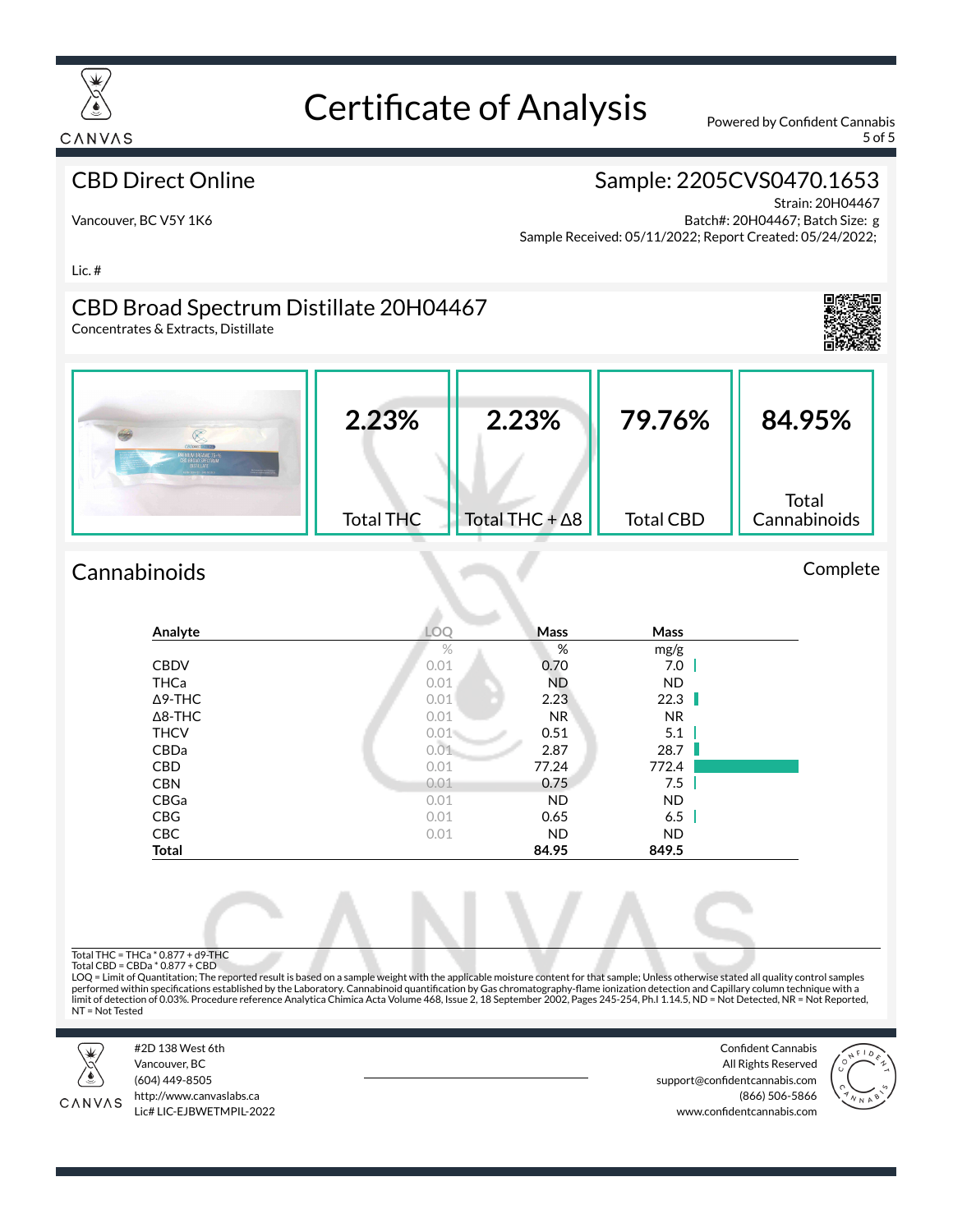# Certificate of Analysis

Powered by Confident Cannabis

## CBD Direct Online

Vancouver, BC V5Y 1K6

Lic. #

## Sample: 2205CVS0470.1653

Strain: 20H04467
Batch#: 20H04467; Batch Size: g
Sample Received: 05/11/2022; Report Created: 05/24/2022;

## CBD Broad Spectrum Distillate 20H04467

Concentrates & Extracts, Distillate

| Total THC | Total THC + Δ8 | Total CBD | Total Cannabinoids |
|---|---|---|---|
| 2.23% | 2.23% | 79.76% | 84.95% |

## Cannabinoids

Complete

| Analyte | LOQ | Mass | Mass |
|---|---|---|---|
| | % | % | mg/g |
| CBDV | 0.01 | 0.70 | 7.0 |
| THCa | 0.01 | ND | ND |
| Δ9-THC | 0.01 | 2.23 | 22.3 |
| Δ8-THC | 0.01 | NR | NR |
| THCV | 0.01 | 0.51 | 5.1 |
| CBDa | 0.01 | 2.87 | 28.7 |
| CBD | 0.01 | 77.24 | 772.4 |
| CBN | 0.01 | 0.75 | 7.5 |
| CBGa | 0.01 | ND | ND |
| CBG | 0.01 | 0.65 | 6.5 |
| CBC | 0.01 | ND | ND |
| **Total** | | **84.95** | **849.5** |

Total THC = THCa * 0.877 + d9-THC
Total CBD = CBDa * 0.877 + CBD
LOQ = Limit of Quantitation; The reported result is based on a sample weight with the applicable moisture content for that sample; Unless otherwise stated all quality control samples performed within specifications established by the Laboratory. Cannabinoid quantification by Gas chromatography-flame ionization detection and Capillary column technique with a limit of detection of 0.03%. Procedure reference Analytica Chimica Acta Volume 468, Issue 2, 18 September 2002, Pages 245-254, Ph.I 1.14.5, ND = Not Detected, NR = Not Reported, NT = Not Tested

#2D 138 West 6th
Vancouver, BC
(604) 449-8505
http://www.canvaslabs.ca
Lic# LIC-EJBWETMPIL-2022

Confident Cannabis
All Rights Reserved
support@confidentcannabis.com
(866) 506-5866
www.confidentcannabis.com